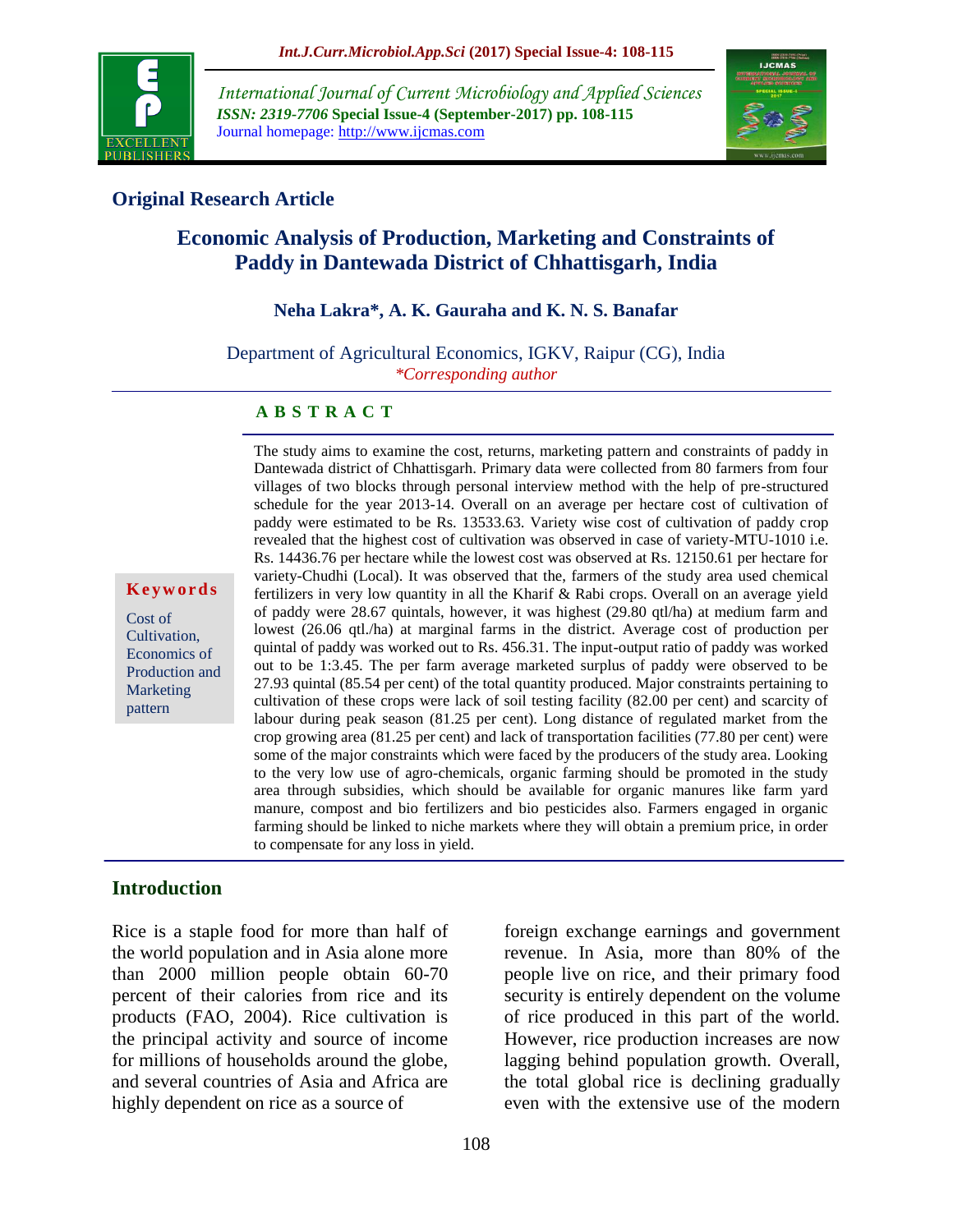International Journal of Current Microbiology and Applied Sciences
*ISSN: 2319-7706* **Special Issue-4 (September-2017) pp. 108-115**
Journal homepage: http://www.ijcmas.com

## Original Research Article

# Economic Analysis of Production, Marketing and Constraints of Paddy in Dantewada District of Chhattisgarh, India

**Neha Lakra*, A. K. Gauraha and K. N. S. Banafar**

Department of Agricultural Economics, IGKV, Raipur (CG), India
*\*Corresponding author*

**A B S T R A C T**

**Keywords**

Cost of Cultivation, Economics of Production and Marketing pattern

The study aims to examine the cost, returns, marketing pattern and constraints of paddy in Dantewada district of Chhattisgarh. Primary data were collected from 80 farmers from four villages of two blocks through personal interview method with the help of pre-structured schedule for the year 2013-14. Overall on an average per hectare cost of cultivation of paddy were estimated to be Rs. 13533.63. Variety wise cost of cultivation of paddy crop revealed that the highest cost of cultivation was observed in case of variety-MTU-1010 i.e. Rs. 14436.76 per hectare while the lowest cost was observed at Rs. 12150.61 per hectare for variety-Chudhi (Local). It was observed that the, farmers of the study area used chemical fertilizers in very low quantity in all the Kharif & Rabi crops. Overall on an average yield of paddy were 28.67 quintals, however, it was highest (29.80 qtl/ha) at medium farm and lowest (26.06 qtl./ha) at marginal farms in the district. Average cost of production per quintal of paddy was worked out to Rs. 456.31. The input-output ratio of paddy was worked out to be 1:3.45. The per farm average marketed surplus of paddy were observed to be 27.93 quintal (85.54 per cent) of the total quantity produced. Major constraints pertaining to cultivation of these crops were lack of soil testing facility (82.00 per cent) and scarcity of labour during peak season (81.25 per cent). Long distance of regulated market from the crop growing area (81.25 per cent) and lack of transportation facilities (77.80 per cent) were some of the major constraints which were faced by the producers of the study area. Looking to the very low use of agro-chemicals, organic farming should be promoted in the study area through subsidies, which should be available for organic manures like farm yard manure, compost and bio fertilizers and bio pesticides also. Farmers engaged in organic farming should be linked to niche markets where they will obtain a premium price, in order to compensate for any loss in yield.

## Introduction

Rice is a staple food for more than half of the world population and in Asia alone more than 2000 million people obtain 60-70 percent of their calories from rice and its products (FAO, 2004). Rice cultivation is the principal activity and source of income for millions of households around the globe, and several countries of Asia and Africa are highly dependent on rice as a source of foreign exchange earnings and government revenue. In Asia, more than 80% of the people live on rice, and their primary food security is entirely dependent on the volume of rice produced in this part of the world. However, rice production increases are now lagging behind population growth. Overall, the total global rice is declining gradually even with the extensive use of the modern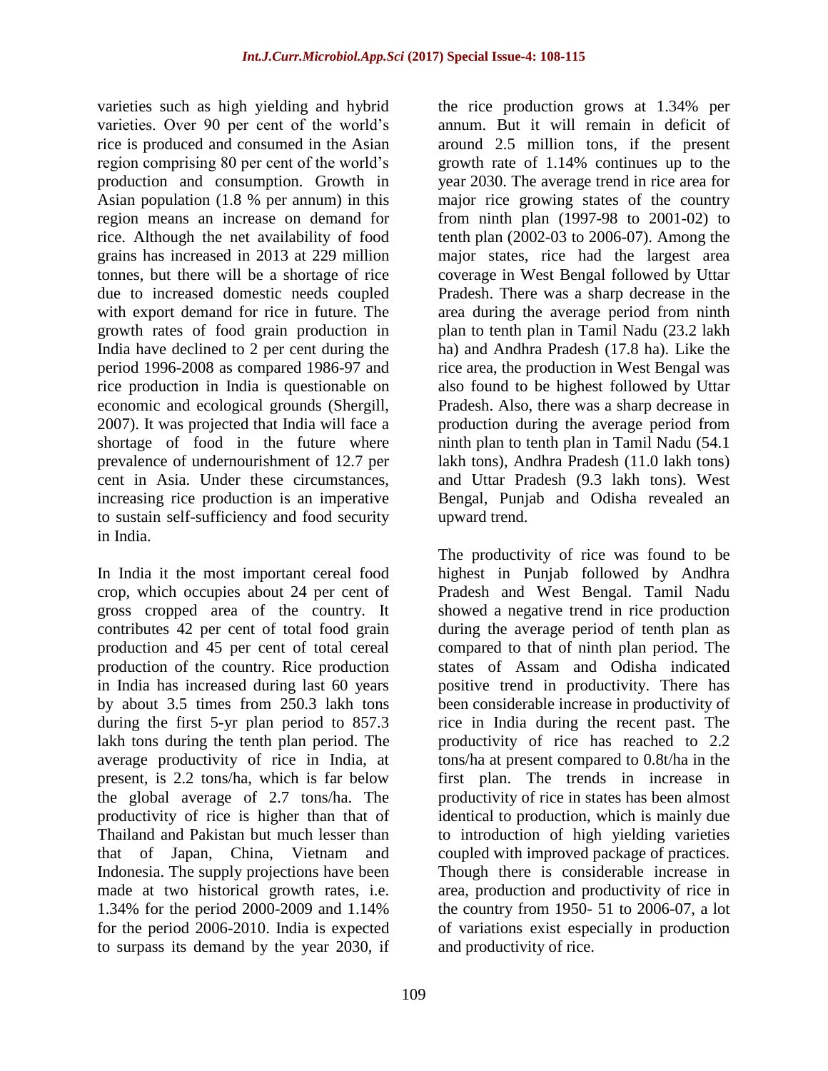varieties such as high yielding and hybrid varieties. Over 90 per cent of the world's rice is produced and consumed in the Asian region comprising 80 per cent of the world's production and consumption. Growth in Asian population (1.8 % per annum) in this region means an increase on demand for rice. Although the net availability of food grains has increased in 2013 at 229 million tonnes, but there will be a shortage of rice due to increased domestic needs coupled with export demand for rice in future. The growth rates of food grain production in India have declined to 2 per cent during the period 1996-2008 as compared 1986-97 and rice production in India is questionable on economic and ecological grounds (Shergill, 2007). It was projected that India will face a shortage of food in the future where prevalence of undernourishment of 12.7 per cent in Asia. Under these circumstances, increasing rice production is an imperative to sustain self-sufficiency and food security in India.

In India it the most important cereal food crop, which occupies about 24 per cent of gross cropped area of the country. It contributes 42 per cent of total food grain production and 45 per cent of total cereal production of the country. Rice production in India has increased during last 60 years by about 3.5 times from 250.3 lakh tons during the first 5-yr plan period to 857.3 lakh tons during the tenth plan period. The average productivity of rice in India, at present, is 2.2 tons/ha, which is far below the global average of 2.7 tons/ha. The productivity of rice is higher than that of Thailand and Pakistan but much lesser than that of Japan, China, Vietnam and Indonesia. The supply projections have been made at two historical growth rates, i.e. 1.34% for the period 2000-2009 and 1.14% for the period 2006-2010. India is expected to surpass its demand by the year 2030, if the rice production grows at 1.34% per annum. But it will remain in deficit of around 2.5 million tons, if the present growth rate of 1.14% continues up to the year 2030. The average trend in rice area for major rice growing states of the country from ninth plan (1997-98 to 2001-02) to tenth plan (2002-03 to 2006-07). Among the major states, rice had the largest area coverage in West Bengal followed by Uttar Pradesh. There was a sharp decrease in the area during the average period from ninth plan to tenth plan in Tamil Nadu (23.2 lakh ha) and Andhra Pradesh (17.8 ha). Like the rice area, the production in West Bengal was also found to be highest followed by Uttar Pradesh. Also, there was a sharp decrease in production during the average period from ninth plan to tenth plan in Tamil Nadu (54.1 lakh tons), Andhra Pradesh (11.0 lakh tons) and Uttar Pradesh (9.3 lakh tons). West Bengal, Punjab and Odisha revealed an upward trend.

The productivity of rice was found to be highest in Punjab followed by Andhra Pradesh and West Bengal. Tamil Nadu showed a negative trend in rice production during the average period of tenth plan as compared to that of ninth plan period. The states of Assam and Odisha indicated positive trend in productivity. There has been considerable increase in productivity of rice in India during the recent past. The productivity of rice has reached to 2.2 tons/ha at present compared to 0.8t/ha in the first plan. The trends in increase in productivity of rice in states has been almost identical to production, which is mainly due to introduction of high yielding varieties coupled with improved package of practices. Though there is considerable increase in area, production and productivity of rice in the country from 1950- 51 to 2006-07, a lot of variations exist especially in production and productivity of rice.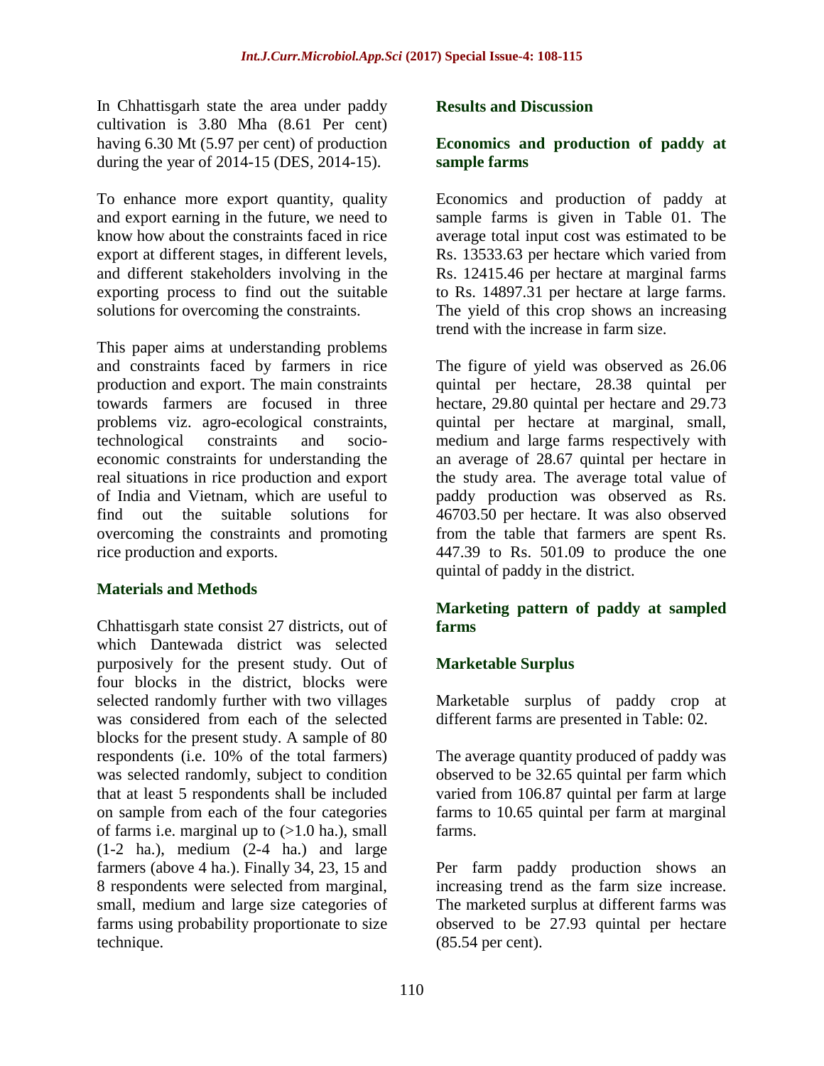In Chhattisgarh state the area under paddy cultivation is 3.80 Mha (8.61 Per cent) having 6.30 Mt (5.97 per cent) of production during the year of 2014-15 (DES, 2014-15).

To enhance more export quantity, quality and export earning in the future, we need to know how about the constraints faced in rice export at different stages, in different levels, and different stakeholders involving in the exporting process to find out the suitable solutions for overcoming the constraints.

This paper aims at understanding problems and constraints faced by farmers in rice production and export. The main constraints towards farmers are focused in three problems viz. agro-ecological constraints, technological constraints and socio-economic constraints for understanding the real situations in rice production and export of India and Vietnam, which are useful to find out the suitable solutions for overcoming the constraints and promoting rice production and exports.

## Materials and Methods

Chhattisgarh state consist 27 districts, out of which Dantewada district was selected purposively for the present study. Out of four blocks in the district, blocks were selected randomly further with two villages was considered from each of the selected blocks for the present study. A sample of 80 respondents (i.e. 10% of the total farmers) was selected randomly, subject to condition that at least 5 respondents shall be included on sample from each of the four categories of farms i.e. marginal up to (>1.0 ha.), small (1-2 ha.), medium (2-4 ha.) and large farmers (above 4 ha.). Finally 34, 23, 15 and 8 respondents were selected from marginal, small, medium and large size categories of farms using probability proportionate to size technique.

## Results and Discussion

### Economics and production of paddy at sample farms

Economics and production of paddy at sample farms is given in Table 01. The average total input cost was estimated to be Rs. 13533.63 per hectare which varied from Rs. 12415.46 per hectare at marginal farms to Rs. 14897.31 per hectare at large farms. The yield of this crop shows an increasing trend with the increase in farm size.

The figure of yield was observed as 26.06 quintal per hectare, 28.38 quintal per hectare, 29.80 quintal per hectare and 29.73 quintal per hectare at marginal, small, medium and large farms respectively with an average of 28.67 quintal per hectare in the study area. The average total value of paddy production was observed as Rs. 46703.50 per hectare. It was also observed from the table that farmers are spent Rs. 447.39 to Rs. 501.09 to produce the one quintal of paddy in the district.

### Marketing pattern of paddy at sampled farms

### Marketable Surplus

Marketable surplus of paddy crop at different farms are presented in Table: 02.

The average quantity produced of paddy was observed to be 32.65 quintal per farm which varied from 106.87 quintal per farm at large farms to 10.65 quintal per farm at marginal farms.

Per farm paddy production shows an increasing trend as the farm size increase. The marketed surplus at different farms was observed to be 27.93 quintal per hectare (85.54 per cent).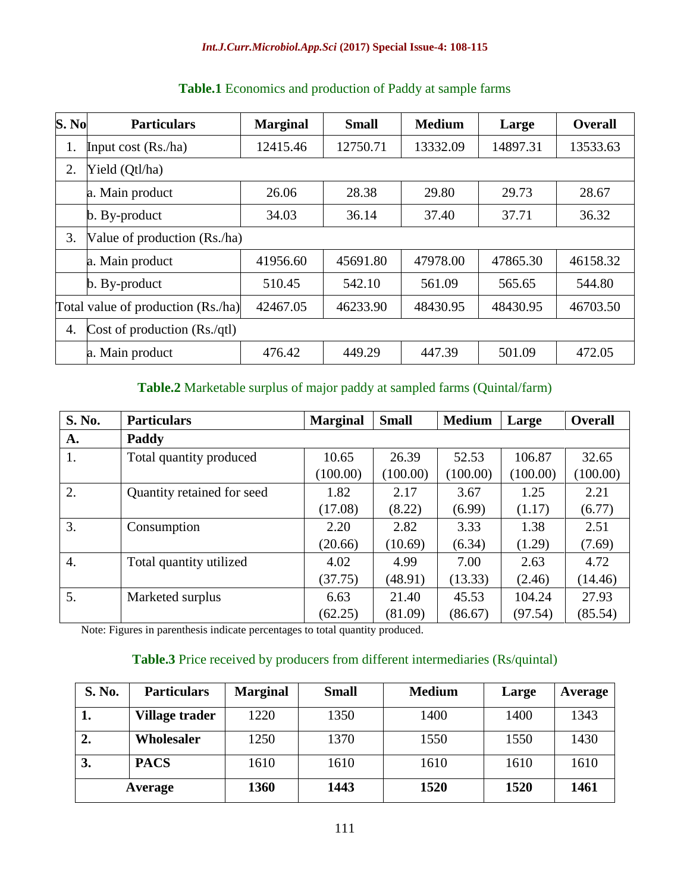**Table.1** Economics and production of Paddy at sample farms

| S. No | Particulars | Marginal | Small | Medium | Large | Overall |
|---|---|---|---|---|---|---|
| 1. | Input cost (Rs./ha) | 12415.46 | 12750.71 | 13332.09 | 14897.31 | 13533.63 |
| 2. | Yield (Qtl/ha) | | | | | |
| | a. Main product | 26.06 | 28.38 | 29.80 | 29.73 | 28.67 |
| | b. By-product | 34.03 | 36.14 | 37.40 | 37.71 | 36.32 |
| 3. | Value of production (Rs./ha) | | | | | |
| | a. Main product | 41956.60 | 45691.80 | 47978.00 | 47865.30 | 46158.32 |
| | b. By-product | 510.45 | 542.10 | 561.09 | 565.65 | 544.80 |
| Total value of production (Rs./ha) | | 42467.05 | 46233.90 | 48430.95 | 48430.95 | 46703.50 |
| 4. | Cost of production (Rs./qtl) | | | | | |
| | a. Main product | 476.42 | 449.29 | 447.39 | 501.09 | 472.05 |

**Table.2** Marketable surplus of major paddy at sampled farms (Quintal/farm)

| S. No. | Particulars | Marginal | Small | Medium | Large | Overall |
|---|---|---|---|---|---|---|
| A. | Paddy | | | | | |
| 1. | Total quantity produced | 10.65 (100.00) | 26.39 (100.00) | 52.53 (100.00) | 106.87 (100.00) | 32.65 (100.00) |
| 2. | Quantity retained for seed | 1.82 (17.08) | 2.17 (8.22) | 3.67 (6.99) | 1.25 (1.17) | 2.21 (6.77) |
| 3. | Consumption | 2.20 (20.66) | 2.82 (10.69) | 3.33 (6.34) | 1.38 (1.29) | 2.51 (7.69) |
| 4. | Total quantity utilized | 4.02 (37.75) | 4.99 (48.91) | 7.00 (13.33) | 2.63 (2.46) | 4.72 (14.46) |
| 5. | Marketed surplus | 6.63 (62.25) | 21.40 (81.09) | 45.53 (86.67) | 104.24 (97.54) | 27.93 (85.54) |

Note: Figures in parenthesis indicate percentages to total quantity produced.

**Table.3** Price received by producers from different intermediaries (Rs/quintal)

| S. No. | Particulars | Marginal | Small | Medium | Large | Average |
|---|---|---|---|---|---|---|
| **1.** | **Village trader** | 1220 | 1350 | 1400 | 1400 | 1343 |
| **2.** | **Wholesaler** | 1250 | 1370 | 1550 | 1550 | 1430 |
| **3.** | **PACS** | 1610 | 1610 | 1610 | 1610 | 1610 |
| **Average** | | **1360** | **1443** | **1520** | **1520** | **1461** |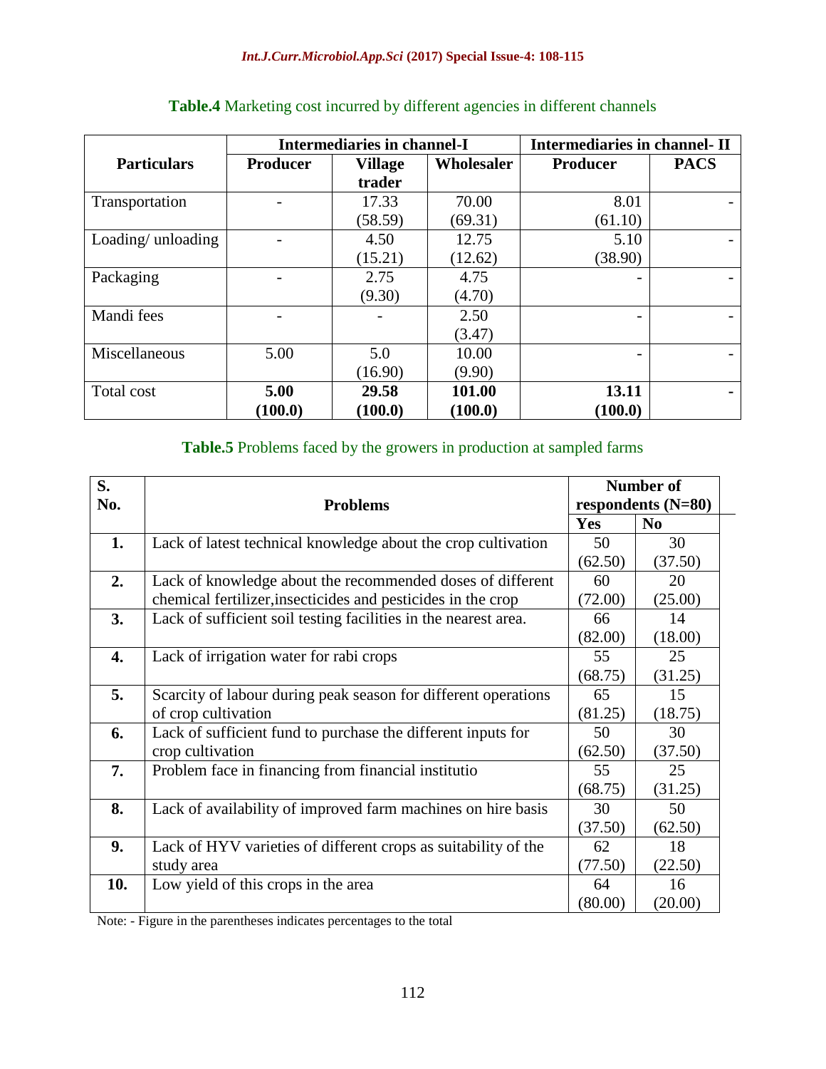**Table.4** Marketing cost incurred by different agencies in different channels

| Particulars | Intermediaries in channel-I | | | Intermediaries in channel- II | |
|---|---|---|---|---|---|
| | Producer | Village trader | Wholesaler | Producer | PACS |
| Transportation | - | 17.33 (58.59) | 70.00 (69.31) | 8.01 (61.10) | - |
| Loading/ unloading | - | 4.50 (15.21) | 12.75 (12.62) | 5.10 (38.90) | - |
| Packaging | - | 2.75 (9.30) | 4.75 (4.70) | - | - |
| Mandi fees | - | - | 2.50 (3.47) | - | - |
| Miscellaneous | 5.00 | 5.0 (16.90) | 10.00 (9.90) | - | - |
| Total cost | **5.00 (100.0)** | **29.58 (100.0)** | **101.00 (100.0)** | **13.11 (100.0)** | **-** |

**Table.5** Problems faced by the growers in production at sampled farms

| S. No. | Problems | Number of respondents (N=80) | |
|---|---|---|---|
| | | Yes | No |
| **1.** | Lack of latest technical knowledge about the crop cultivation | 50 (62.50) | 30 (37.50) |
| **2.** | Lack of knowledge about the recommended doses of different chemical fertilizer,insecticides and pesticides in the crop | 60 (72.00) | 20 (25.00) |
| **3.** | Lack of sufficient soil testing facilities in the nearest area. | 66 (82.00) | 14 (18.00) |
| **4.** | Lack of irrigation water for rabi crops | 55 (68.75) | 25 (31.25) |
| **5.** | Scarcity of labour during peak season for different operations of crop cultivation | 65 (81.25) | 15 (18.75) |
| **6.** | Lack of sufficient fund to purchase the different inputs for crop cultivation | 50 (62.50) | 30 (37.50) |
| **7.** | Problem face in financing from financial institutio | 55 (68.75) | 25 (31.25) |
| **8.** | Lack of availability of improved farm machines on hire basis | 30 (37.50) | 50 (62.50) |
| **9.** | Lack of HYV varieties of different crops as suitability of the study area | 62 (77.50) | 18 (22.50) |
| **10.** | Low yield of this crops in the area | 64 (80.00) | 16 (20.00) |

Note: - Figure in the parentheses indicates percentages to the total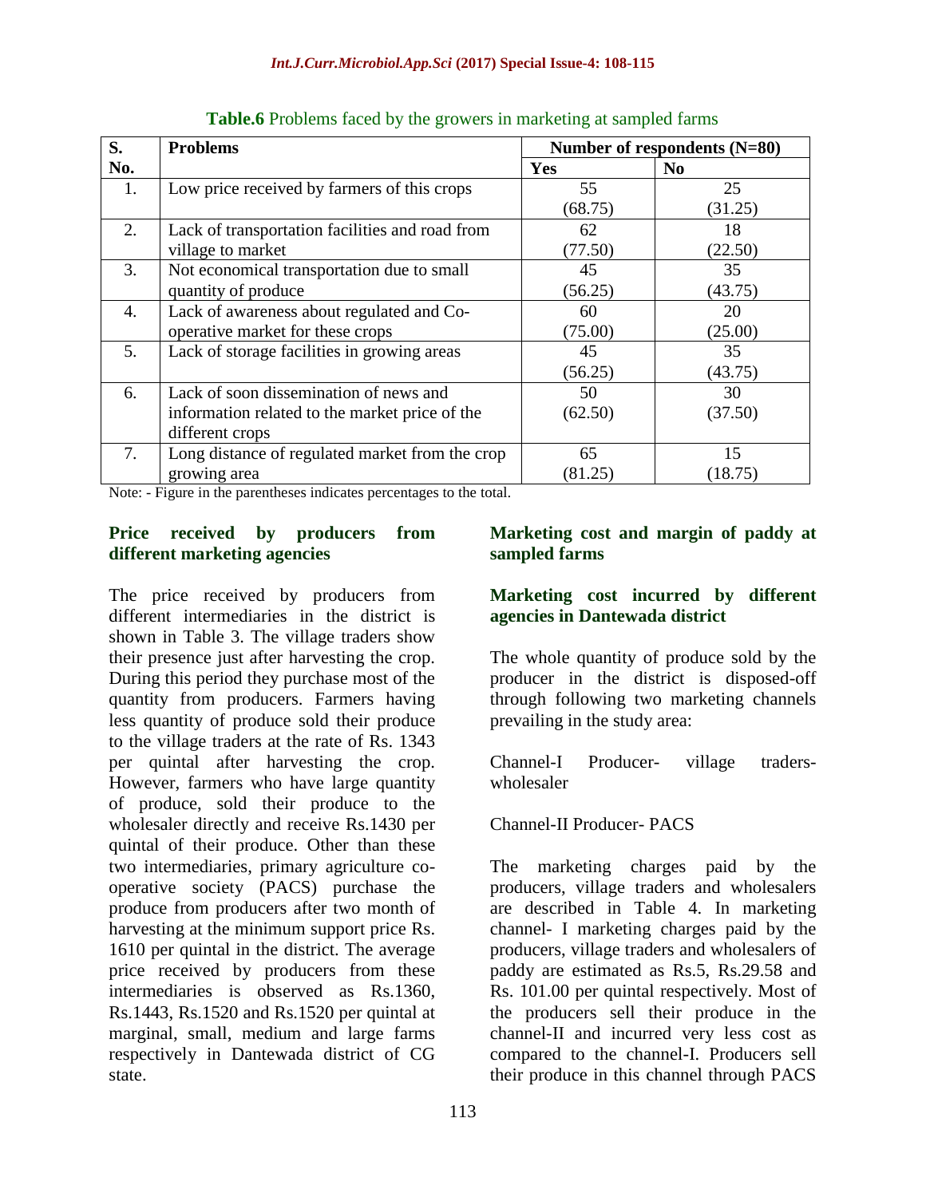**Table.6** Problems faced by the growers in marketing at sampled farms

| S. No. | Problems | Number of respondents (N=80) | |
|---|---|---|---|
| | | Yes | No |
| 1. | Low price received by farmers of this crops | 55 (68.75) | 25 (31.25) |
| 2. | Lack of transportation facilities and road from village to market | 62 (77.50) | 18 (22.50) |
| 3. | Not economical transportation due to small quantity of produce | 45 (56.25) | 35 (43.75) |
| 4. | Lack of awareness about regulated and Co-operative market for these crops | 60 (75.00) | 20 (25.00) |
| 5. | Lack of storage facilities in growing areas | 45 (56.25) | 35 (43.75) |
| 6. | Lack of soon dissemination of news and information related to the market price of the different crops | 50 (62.50) | 30 (37.50) |
| 7. | Long distance of regulated market from the crop growing area | 65 (81.25) | 15 (18.75) |

Note: - Figure in the parentheses indicates percentages to the total.

### Price received by producers from different marketing agencies

The price received by producers from different intermediaries in the district is shown in Table 3. The village traders show their presence just after harvesting the crop. During this period they purchase most of the quantity from producers. Farmers having less quantity of produce sold their produce to the village traders at the rate of Rs. 1343 per quintal after harvesting the crop. However, farmers who have large quantity of produce, sold their produce to the wholesaler directly and receive Rs.1430 per quintal of their produce. Other than these two intermediaries, primary agriculture co-operative society (PACS) purchase the produce from producers after two month of harvesting at the minimum support price Rs. 1610 per quintal in the district. The average price received by producers from these intermediaries is observed as Rs.1360, Rs.1443, Rs.1520 and Rs.1520 per quintal at marginal, small, medium and large farms respectively in Dantewada district of CG state.

### Marketing cost and margin of paddy at sampled farms

### Marketing cost incurred by different agencies in Dantewada district

The whole quantity of produce sold by the producer in the district is disposed-off through following two marketing channels prevailing in the study area:

Channel-I Producer- village traders-wholesaler

Channel-II Producer- PACS

The marketing charges paid by the producers, village traders and wholesalers are described in Table 4. In marketing channel- I marketing charges paid by the producers, village traders and wholesalers of paddy are estimated as Rs.5, Rs.29.58 and Rs. 101.00 per quintal respectively. Most of the producers sell their produce in the channel-II and incurred very less cost as compared to the channel-I. Producers sell their produce in this channel through PACS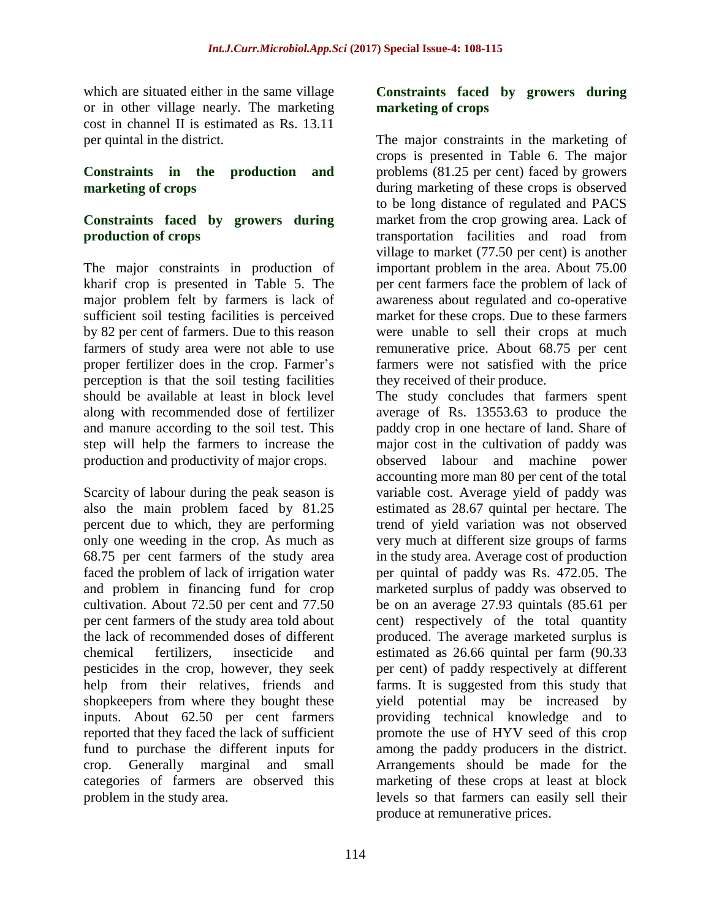which are situated either in the same village or in other village nearly. The marketing cost in channel II is estimated as Rs. 13.11 per quintal in the district.

## Constraints in the production and marketing of crops

### Constraints faced by growers during production of crops

The major constraints in production of kharif crop is presented in Table 5. The major problem felt by farmers is lack of sufficient soil testing facilities is perceived by 82 per cent of farmers. Due to this reason farmers of study area were not able to use proper fertilizer does in the crop. Farmer's perception is that the soil testing facilities should be available at least in block level along with recommended dose of fertilizer and manure according to the soil test. This step will help the farmers to increase the production and productivity of major crops.

Scarcity of labour during the peak season is also the main problem faced by 81.25 percent due to which, they are performing only one weeding in the crop. As much as 68.75 per cent farmers of the study area faced the problem of lack of irrigation water and problem in financing fund for crop cultivation. About 72.50 per cent and 77.50 per cent farmers of the study area told about the lack of recommended doses of different chemical fertilizers, insecticide and pesticides in the crop, however, they seek help from their relatives, friends and shopkeepers from where they bought these inputs. About 62.50 per cent farmers reported that they faced the lack of sufficient fund to purchase the different inputs for crop. Generally marginal and small categories of farmers are observed this problem in the study area.

### Constraints faced by growers during marketing of crops

The major constraints in the marketing of crops is presented in Table 6. The major problems (81.25 per cent) faced by growers during marketing of these crops is observed to be long distance of regulated and PACS market from the crop growing area. Lack of transportation facilities and road from village to market (77.50 per cent) is another important problem in the area. About 75.00 per cent farmers face the problem of lack of awareness about regulated and co-operative market for these crops. Due to these farmers were unable to sell their crops at much remunerative price. About 68.75 per cent farmers were not satisfied with the price they received of their produce.

The study concludes that farmers spent average of Rs. 13553.63 to produce the paddy crop in one hectare of land. Share of major cost in the cultivation of paddy was observed labour and machine power accounting more man 80 per cent of the total variable cost. Average yield of paddy was estimated as 28.67 quintal per hectare. The trend of yield variation was not observed very much at different size groups of farms in the study area. Average cost of production per quintal of paddy was Rs. 472.05. The marketed surplus of paddy was observed to be on an average 27.93 quintals (85.61 per cent) respectively of the total quantity produced. The average marketed surplus is estimated as 26.66 quintal per farm (90.33 per cent) of paddy respectively at different farms. It is suggested from this study that yield potential may be increased by providing technical knowledge and to promote the use of HYV seed of this crop among the paddy producers in the district. Arrangements should be made for the marketing of these crops at least at block levels so that farmers can easily sell their produce at remunerative prices.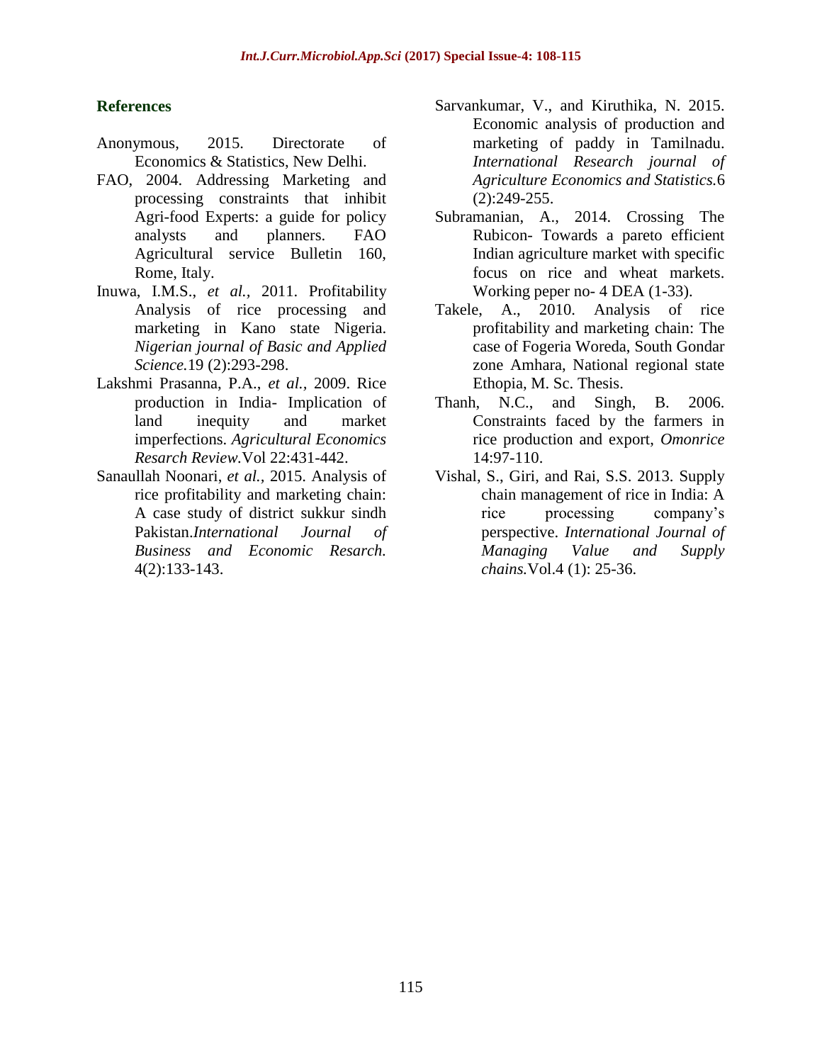## References

Anonymous, 2015. Directorate of Economics & Statistics, New Delhi.

FAO, 2004. Addressing Marketing and processing constraints that inhibit Agri-food Experts: a guide for policy analysts and planners. FAO Agricultural service Bulletin 160, Rome, Italy.

Inuwa, I.M.S., *et al.*, 2011. Profitability Analysis of rice processing and marketing in Kano state Nigeria. *Nigerian journal of Basic and Applied Science.*19 (2):293-298.

Lakshmi Prasanna, P.A., *et al.*, 2009. Rice production in India- Implication of land inequity and market imperfections. *Agricultural Economics Resarch Review.*Vol 22:431-442.

Sanaullah Noonari, *et al.*, 2015. Analysis of rice profitability and marketing chain: A case study of district sukkur sindh Pakistan.*International Journal of Business and Economic Resarch.* 4(2):133-143.

Sarvankumar, V., and Kiruthika, N. 2015. Economic analysis of production and marketing of paddy in Tamilnadu. *International Research journal of Agriculture Economics and Statistics.*6 (2):249-255.

Subramanian, A., 2014. Crossing The Rubicon- Towards a pareto efficient Indian agriculture market with specific focus on rice and wheat markets. Working peper no- 4 DEA (1-33).

Takele, A., 2010. Analysis of rice profitability and marketing chain: The case of Fogeria Woreda, South Gondar zone Amhara, National regional state Ethopia, M. Sc. Thesis.

Thanh, N.C., and Singh, B. 2006. Constraints faced by the farmers in rice production and export, *Omonrice* 14:97-110.

Vishal, S., Giri, and Rai, S.S. 2013. Supply chain management of rice in India: A rice processing company's perspective. *International Journal of Managing Value and Supply chains.*Vol.4 (1): 25-36.